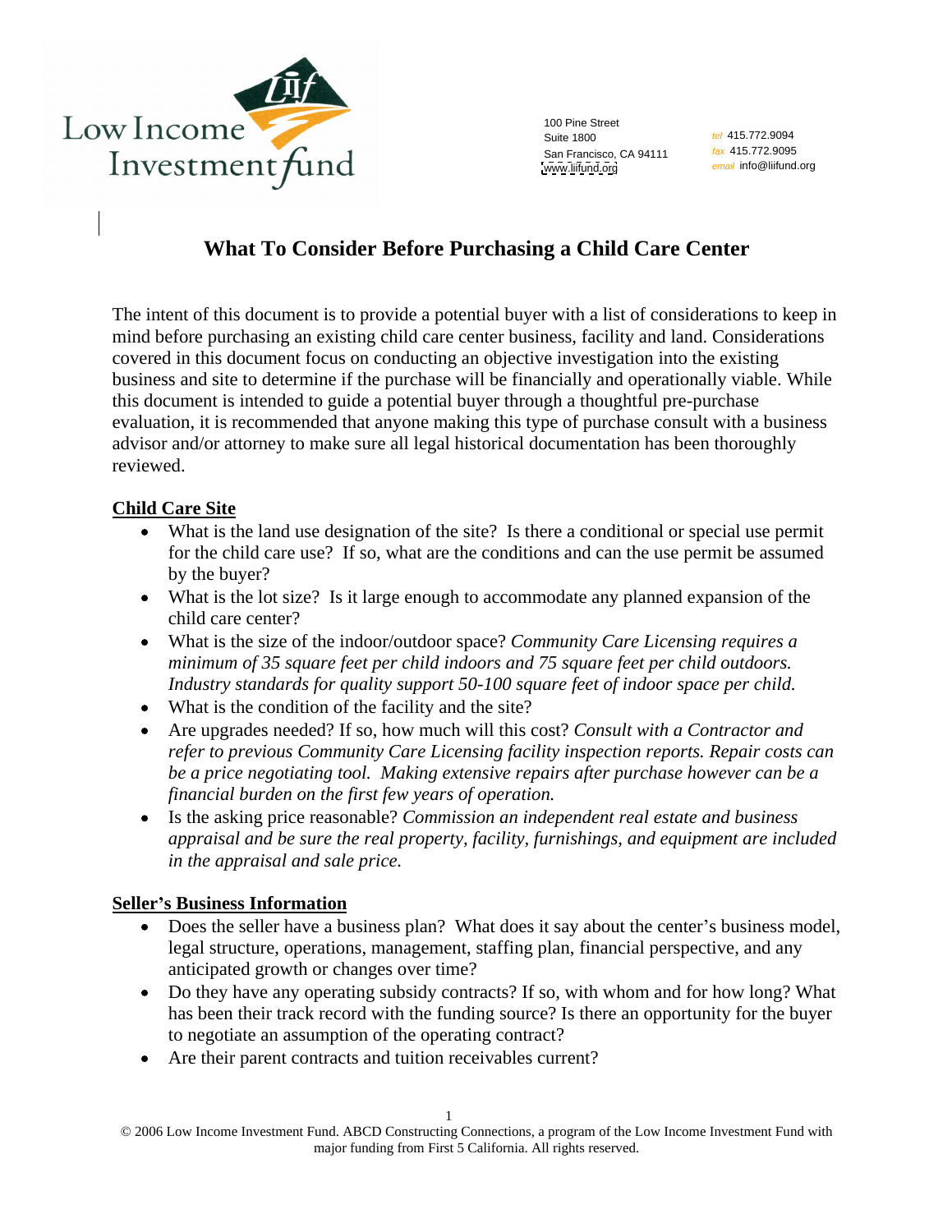Low Income Investment Fund

100 Pine Street
Suite 1800
San Francisco, CA 94111
www.liifund.org

*tel* 415.772.9094
*fax* 415.772.9095
*email* info@liifund.org

# What To Consider Before Purchasing a Child Care Center

The intent of this document is to provide a potential buyer with a list of considerations to keep in mind before purchasing an existing child care center business, facility and land. Considerations covered in this document focus on conducting an objective investigation into the existing business and site to determine if the purchase will be financially and operationally viable. While this document is intended to guide a potential buyer through a thoughtful pre-purchase evaluation, it is recommended that anyone making this type of purchase consult with a business advisor and/or attorney to make sure all legal historical documentation has been thoroughly reviewed.

## Child Care Site

- What is the land use designation of the site? Is there a conditional or special use permit for the child care use? If so, what are the conditions and can the use permit be assumed by the buyer?
- What is the lot size? Is it large enough to accommodate any planned expansion of the child care center?
- What is the size of the indoor/outdoor space? *Community Care Licensing requires a minimum of 35 square feet per child indoors and 75 square feet per child outdoors. Industry standards for quality support 50-100 square feet of indoor space per child.*
- What is the condition of the facility and the site?
- Are upgrades needed? If so, how much will this cost? *Consult with a Contractor and refer to previous Community Care Licensing facility inspection reports. Repair costs can be a price negotiating tool. Making extensive repairs after purchase however can be a financial burden on the first few years of operation.*
- Is the asking price reasonable? *Commission an independent real estate and business appraisal and be sure the real property, facility, furnishings, and equipment are included in the appraisal and sale price.*

## Seller's Business Information

- Does the seller have a business plan? What does it say about the center's business model, legal structure, operations, management, staffing plan, financial perspective, and any anticipated growth or changes over time?
- Do they have any operating subsidy contracts? If so, with whom and for how long? What has been their track record with the funding source? Is there an opportunity for the buyer to negotiate an assumption of the operating contract?
- Are their parent contracts and tuition receivables current?

© 2006 Low Income Investment Fund. ABCD Constructing Connections, a program of the Low Income Investment Fund with major funding from First 5 California. All rights reserved.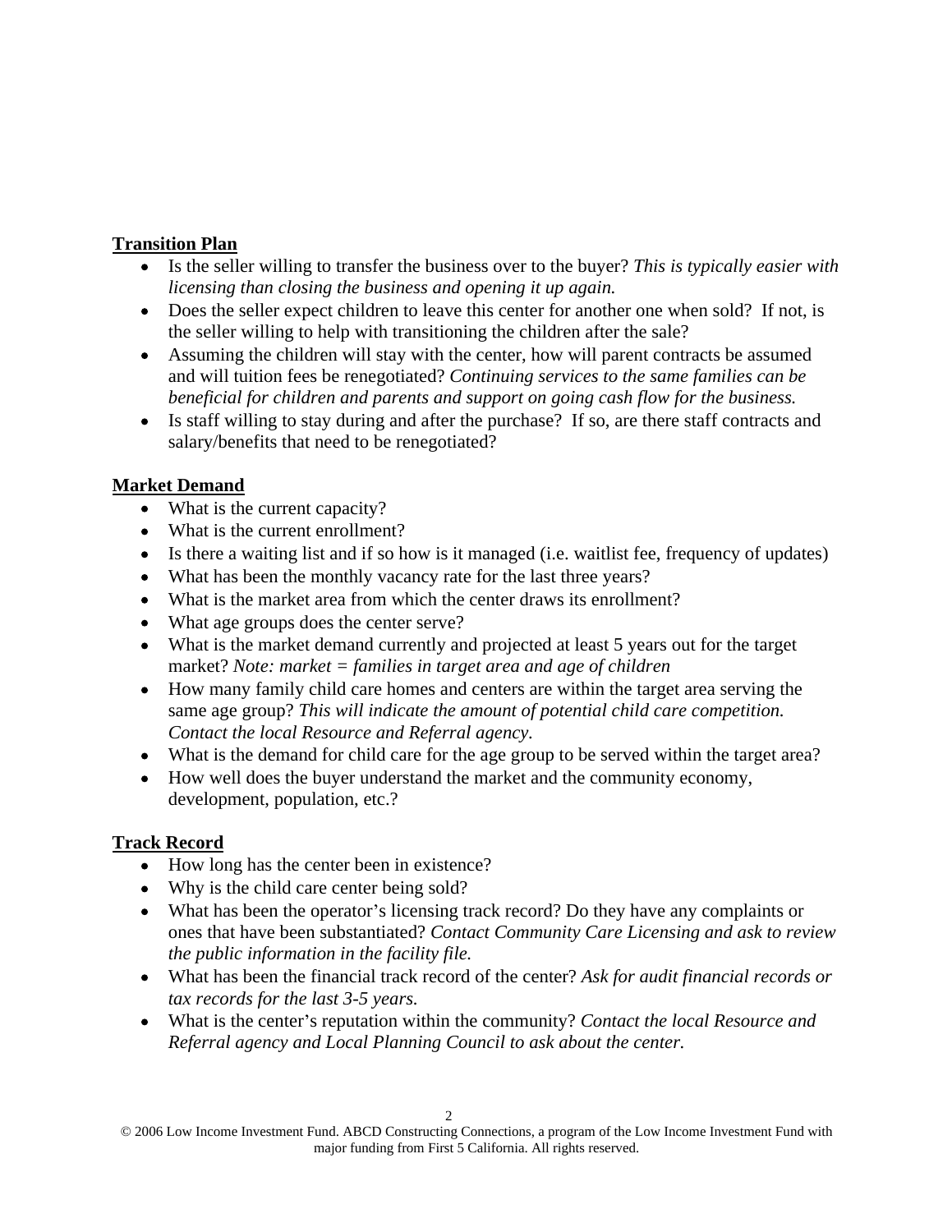**Transition Plan**

- Is the seller willing to transfer the business over to the buyer? *This is typically easier with licensing than closing the business and opening it up again.*
- Does the seller expect children to leave this center for another one when sold? If not, is the seller willing to help with transitioning the children after the sale?
- Assuming the children will stay with the center, how will parent contracts be assumed and will tuition fees be renegotiated? *Continuing services to the same families can be beneficial for children and parents and support on going cash flow for the business.*
- Is staff willing to stay during and after the purchase? If so, are there staff contracts and salary/benefits that need to be renegotiated?

**Market Demand**

- What is the current capacity?
- What is the current enrollment?
- Is there a waiting list and if so how is it managed (i.e. waitlist fee, frequency of updates)
- What has been the monthly vacancy rate for the last three years?
- What is the market area from which the center draws its enrollment?
- What age groups does the center serve?
- What is the market demand currently and projected at least 5 years out for the target market? *Note: market = families in target area and age of children*
- How many family child care homes and centers are within the target area serving the same age group? *This will indicate the amount of potential child care competition. Contact the local Resource and Referral agency.*
- What is the demand for child care for the age group to be served within the target area?
- How well does the buyer understand the market and the community economy, development, population, etc.?

**Track Record**

- How long has the center been in existence?
- Why is the child care center being sold?
- What has been the operator's licensing track record? Do they have any complaints or ones that have been substantiated? *Contact Community Care Licensing and ask to review the public information in the facility file.*
- What has been the financial track record of the center? *Ask for audit financial records or tax records for the last 3-5 years.*
- What is the center's reputation within the community? *Contact the local Resource and Referral agency and Local Planning Council to ask about the center.*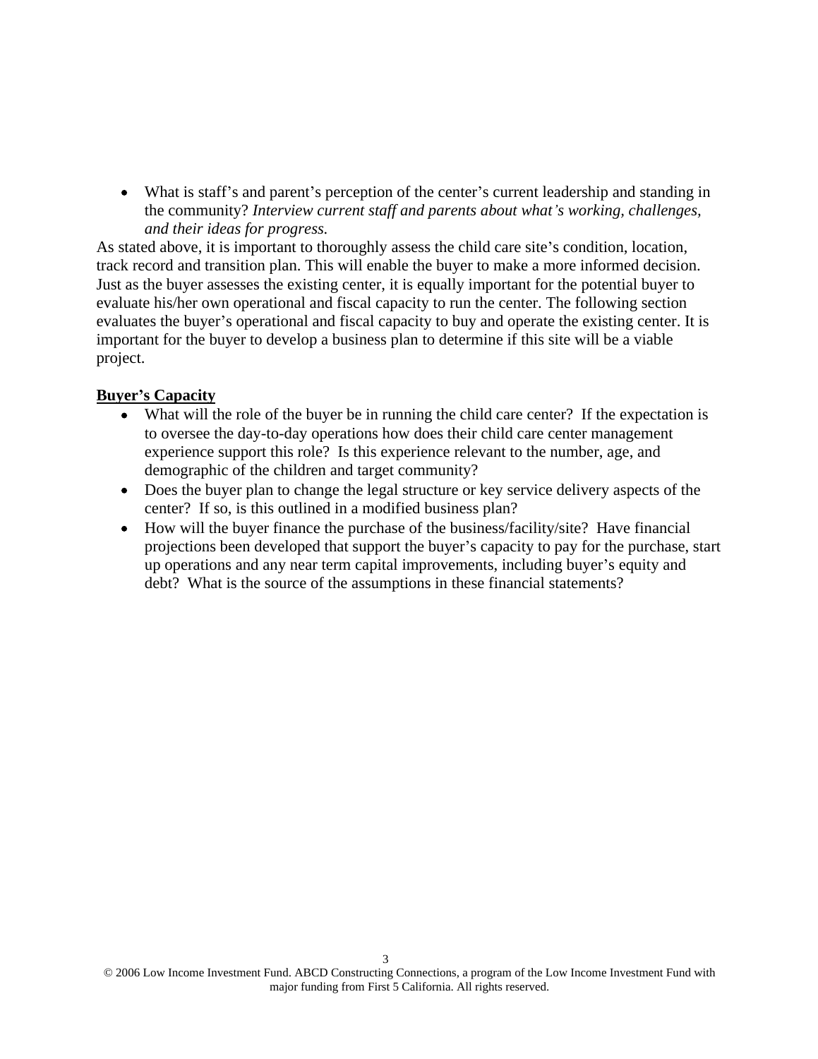- What is staff's and parent's perception of the center's current leadership and standing in the community? *Interview current staff and parents about what's working, challenges, and their ideas for progress.*

As stated above, it is important to thoroughly assess the child care site's condition, location, track record and transition plan. This will enable the buyer to make a more informed decision. Just as the buyer assesses the existing center, it is equally important for the potential buyer to evaluate his/her own operational and fiscal capacity to run the center. The following section evaluates the buyer's operational and fiscal capacity to buy and operate the existing center. It is important for the buyer to develop a business plan to determine if this site will be a viable project.

**<u>Buyer's Capacity</u>**

- What will the role of the buyer be in running the child care center? If the expectation is to oversee the day-to-day operations how does their child care center management experience support this role? Is this experience relevant to the number, age, and demographic of the children and target community?
- Does the buyer plan to change the legal structure or key service delivery aspects of the center? If so, is this outlined in a modified business plan?
- How will the buyer finance the purchase of the business/facility/site? Have financial projections been developed that support the buyer's capacity to pay for the purchase, start up operations and any near term capital improvements, including buyer's equity and debt? What is the source of the assumptions in these financial statements?